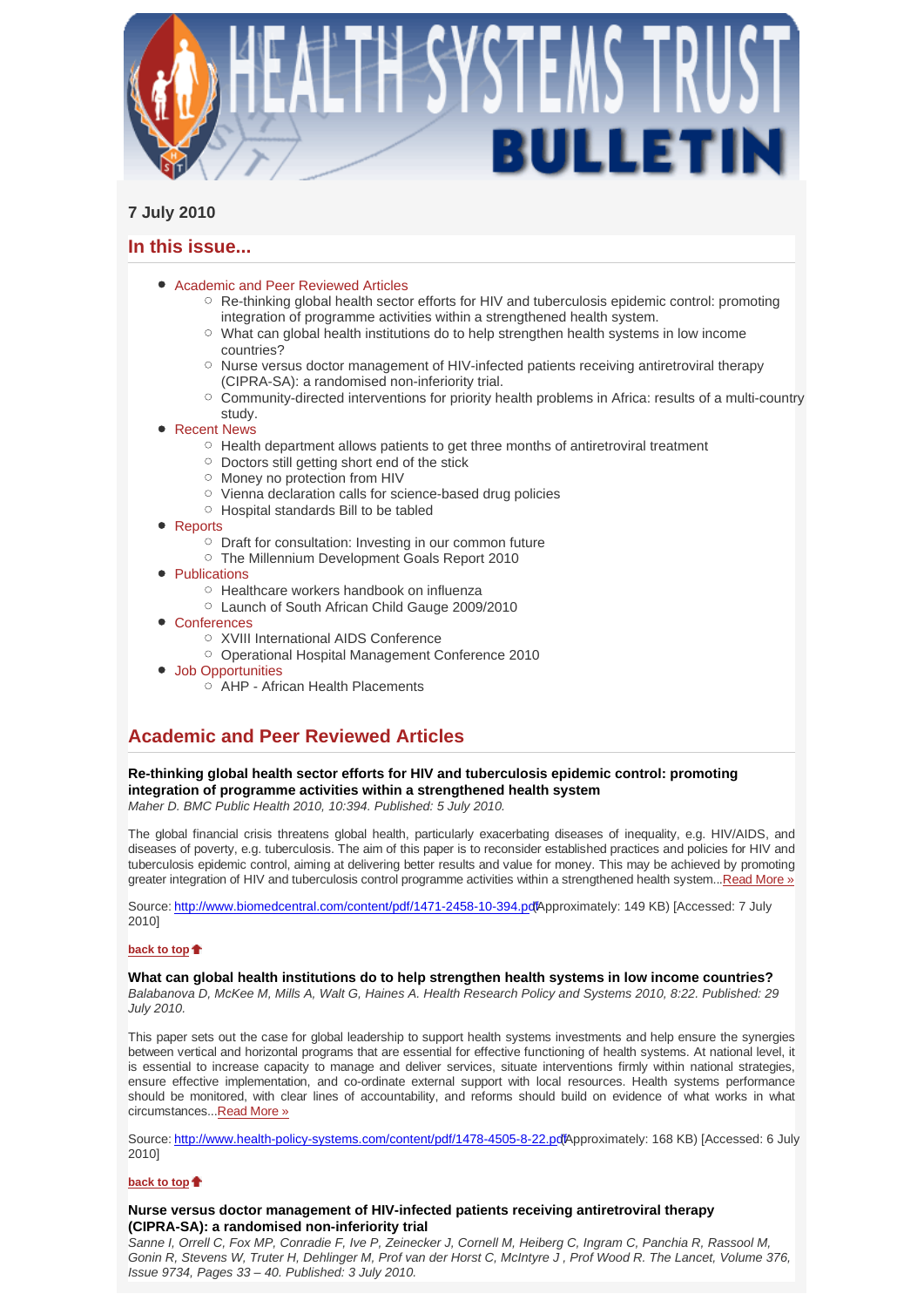# HEALTH SYSTEMS TRUST BULLETIN

**7 July 2010**

## In this issue...

- Academic and Peer Reviewed Articles
  - Re-thinking global health sector efforts for HIV and tuberculosis epidemic control: promoting integration of programme activities within a strengthened health system.
  - What can global health institutions do to help strengthen health systems in low income countries?
  - Nurse versus doctor management of HIV-infected patients receiving antiretroviral therapy (CIPRA-SA): a randomised non-inferiority trial.
  - Community-directed interventions for priority health problems in Africa: results of a multi-country study.
- Recent News
  - Health department allows patients to get three months of antiretroviral treatment
  - Doctors still getting short end of the stick
  - Money no protection from HIV
  - Vienna declaration calls for science-based drug policies
  - Hospital standards Bill to be tabled
- Reports
  - Draft for consultation: Investing in our common future
  - The Millennium Development Goals Report 2010
- Publications
  - Healthcare workers handbook on influenza
  - Launch of South African Child Gauge 2009/2010
- Conferences
  - XVIII International AIDS Conference
  - Operational Hospital Management Conference 2010
- Job Opportunities
  - AHP - African Health Placements

## Academic and Peer Reviewed Articles

**Re-thinking global health sector efforts for HIV and tuberculosis epidemic control: promoting integration of programme activities within a strengthened health system**
*Maher D. BMC Public Health 2010, 10:394. Published: 5 July 2010.*

The global financial crisis threatens global health, particularly exacerbating diseases of inequality, e.g. HIV/AIDS, and diseases of poverty, e.g. tuberculosis. The aim of this paper is to reconsider established practices and policies for HIV and tuberculosis epidemic control, aiming at delivering better results and value for money. This may be achieved by promoting greater integration of HIV and tuberculosis control programme activities within a strengthened health system...Read More »

Source: http://www.biomedcentral.com/content/pdf/1471-2458-10-394.pdf (Approximately: 149 KB) [Accessed: 7 July 2010]

back to top

**What can global health institutions do to help strengthen health systems in low income countries?**
*Balabanova D, McKee M, Mills A, Walt G, Haines A. Health Research Policy and Systems 2010, 8:22. Published: 29 July 2010.*

This paper sets out the case for global leadership to support health systems investments and help ensure the synergies between vertical and horizontal programs that are essential for effective functioning of health systems. At national level, it is essential to increase capacity to manage and deliver services, situate interventions firmly within national strategies, ensure effective implementation, and co-ordinate external support with local resources. Health systems performance should be monitored, with clear lines of accountability, and reforms should build on evidence of what works in what circumstances...Read More »

Source: http://www.health-policy-systems.com/content/pdf/1478-4505-8-22.pdf (Approximately: 168 KB) [Accessed: 6 July 2010]

back to top

**Nurse versus doctor management of HIV-infected patients receiving antiretroviral therapy (CIPRA-SA): a randomised non-inferiority trial**
*Sanne I, Orrell C, Fox MP, Conradie F, Ive P, Zeinecker J, Cornell M, Heiberg C, Ingram C, Panchia R, Rassool M, Gonin R, Stevens W, Truter H, Dehlinger M, Prof van der Horst C, McIntyre J , Prof Wood R. The Lancet, Volume 376, Issue 9734, Pages 33 – 40. Published: 3 July 2010.*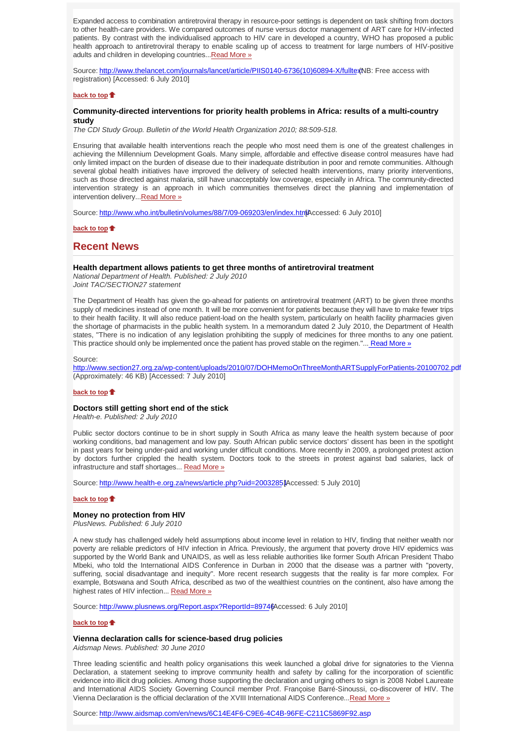Expanded access to combination antiretroviral therapy in resource-poor settings is dependent on task shifting from doctors to other health-care providers. We compared outcomes of nurse versus doctor management of ART care for HIV-infected patients. By contrast with the individualised approach to HIV care in developed a country, WHO has proposed a public health approach to antiretroviral therapy to enable scaling up of access to treatment for large numbers of HIV-positive adults and children in developing countries...Read More »

Source: http://www.thelancet.com/journals/lancet/article/PIIS0140-6736(10)60894-X/fulltext (NB: Free access with registration) [Accessed: 6 July 2010]

**back to top**

### Community-directed interventions for priority health problems in Africa: results of a multi-country study

*The CDI Study Group. Bulletin of the World Health Organization 2010; 88:509-518.*

Ensuring that available health interventions reach the people who most need them is one of the greatest challenges in achieving the Millennium Development Goals. Many simple, affordable and effective disease control measures have had only limited impact on the burden of disease due to their inadequate distribution in poor and remote communities. Although several global health initiatives have improved the delivery of selected health interventions, many priority interventions, such as those directed against malaria, still have unacceptably low coverage, especially in Africa. The community-directed intervention strategy is an approach in which communities themselves direct the planning and implementation of intervention delivery...Read More »

Source: http://www.who.int/bulletin/volumes/88/7/09-069203/en/index.html [Accessed: 6 July 2010]

**back to top**

## Recent News

### Health department allows patients to get three months of antiretroviral treatment

*National Department of Health. Published: 2 July 2010*
*Joint TAC/SECTION27 statement*

The Department of Health has given the go-ahead for patients on antiretroviral treatment (ART) to be given three months supply of medicines instead of one month. It will be more convenient for patients because they will have to make fewer trips to their health facility. It will also reduce patient-load on the health system, particularly on health facility pharmacies given the shortage of pharmacists in the public health system. In a memorandum dated 2 July 2010, the Department of Health states, "There is no indication of any legislation prohibiting the supply of medicines for three months to any one patient. This practice should only be implemented once the patient has proved stable on the regimen."... Read More »

Source:
http://www.section27.org.za/wp-content/uploads/2010/07/DOHMemoOnThreeMonthARTSupplyForPatients-20100702.pdf (Approximately: 46 KB) [Accessed: 7 July 2010]

**back to top**

### Doctors still getting short end of the stick

*Health-e. Published: 2 July 2010*

Public sector doctors continue to be in short supply in South Africa as many leave the health system because of poor working conditions, bad management and low pay. South African public service doctors' dissent has been in the spotlight in past years for being under-paid and working under difficult conditions. More recently in 2009, a prolonged protest action by doctors further crippled the health system. Doctors took to the streets in protest against bad salaries, lack of infrastructure and staff shortages... Read More »

Source: http://www.health-e.org.za/news/article.php?uid=20032851 [Accessed: 5 July 2010]

**back to top**

### Money no protection from HIV

*PlusNews. Published: 6 July 2010*

A new study has challenged widely held assumptions about income level in relation to HIV, finding that neither wealth nor poverty are reliable predictors of HIV infection in Africa. Previously, the argument that poverty drove HIV epidemics was supported by the World Bank and UNAIDS, as well as less reliable authorities like former South African President Thabo Mbeki, who told the International AIDS Conference in Durban in 2000 that the disease was a partner with "poverty, suffering, social disadvantage and inequity". More recent research suggests that the reality is far more complex. For example, Botswana and South Africa, described as two of the wealthiest countries on the continent, also have among the highest rates of HIV infection... Read More »

Source: http://www.plusnews.org/Report.aspx?ReportId=89746 [Accessed: 6 July 2010]

**back to top**

### Vienna declaration calls for science-based drug policies

*Aidsmap News. Published: 30 June 2010*

Three leading scientific and health policy organisations this week launched a global drive for signatories to the Vienna Declaration, a statement seeking to improve community health and safety by calling for the incorporation of scientific evidence into illicit drug policies. Among those supporting the declaration and urging others to sign is 2008 Nobel Laureate and International AIDS Society Governing Council member Prof. Françoise Barré-Sinoussi, co-discoverer of HIV. The Vienna Declaration is the official declaration of the XVIII International AIDS Conference...Read More »

Source: http://www.aidsmap.com/en/news/6C14E4F6-C9E6-4C4B-96FE-C211C5869F92.asp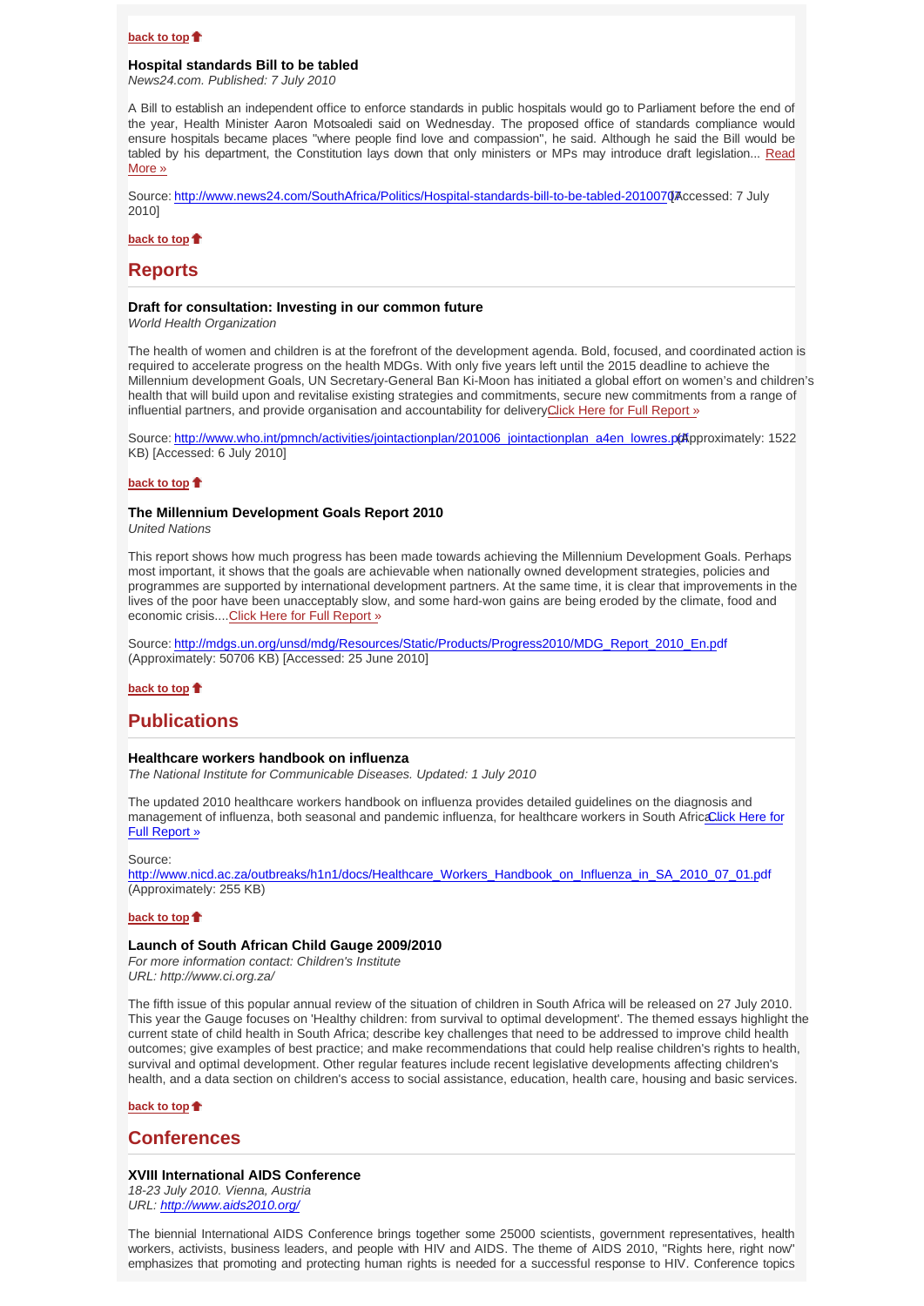**back to top**

### Hospital standards Bill to be tabled

*News24.com. Published: 7 July 2010*

A Bill to establish an independent office to enforce standards in public hospitals would go to Parliament before the end of the year, Health Minister Aaron Motsoaledi said on Wednesday. The proposed office of standards compliance would ensure hospitals became places "where people find love and compassion", he said. Although he said the Bill would be tabled by his department, the Constitution lays down that only ministers or MPs may introduce draft legislation... Read More »

Source: http://www.news24.com/SouthAfrica/Politics/Hospital-standards-bill-to-be-tabled-20100707 [Accessed: 7 July 2010]

**back to top**

## Reports

### Draft for consultation: Investing in our common future

*World Health Organization*

The health of women and children is at the forefront of the development agenda. Bold, focused, and coordinated action is required to accelerate progress on the health MDGs. With only five years left until the 2015 deadline to achieve the Millennium development Goals, UN Secretary-General Ban Ki-Moon has initiated a global effort on women's and children's health that will build upon and revitalise existing strategies and commitments, secure new commitments from a range of influential partners, and provide organisation and accountability for delivery Click Here for Full Report »

Source: http://www.who.int/pmnch/activities/jointactionplan/201006_jointactionplan_a4en_lowres.pdf (Approximately: 1522 KB) [Accessed: 6 July 2010]

**back to top**

### The Millennium Development Goals Report 2010

*United Nations*

This report shows how much progress has been made towards achieving the Millennium Development Goals. Perhaps most important, it shows that the goals are achievable when nationally owned development strategies, policies and programmes are supported by international development partners. At the same time, it is clear that improvements in the lives of the poor have been unacceptably slow, and some hard-won gains are being eroded by the climate, food and economic crisis....Click Here for Full Report »

Source: http://mdgs.un.org/unsd/mdg/Resources/Static/Products/Progress2010/MDG_Report_2010_En.pdf (Approximately: 50706 KB) [Accessed: 25 June 2010]

**back to top**

## Publications

### Healthcare workers handbook on influenza

*The National Institute for Communicable Diseases. Updated: 1 July 2010*

The updated 2010 healthcare workers handbook on influenza provides detailed guidelines on the diagnosis and management of influenza, both seasonal and pandemic influenza, for healthcare workers in South Africa Click Here for Full Report »

Source:
http://www.nicd.ac.za/outbreaks/h1n1/docs/Healthcare_Workers_Handbook_on_Influenza_in_SA_2010_07_01.pdf (Approximately: 255 KB)

**back to top**

### Launch of South African Child Gauge 2009/2010

*For more information contact: Children's Institute*
*URL: http://www.ci.org.za/*

The fifth issue of this popular annual review of the situation of children in South Africa will be released on 27 July 2010. This year the Gauge focuses on 'Healthy children: from survival to optimal development'. The themed essays highlight the current state of child health in South Africa; describe key challenges that need to be addressed to improve child health outcomes; give examples of best practice; and make recommendations that could help realise children's rights to health, survival and optimal development. Other regular features include recent legislative developments affecting children's health, and a data section on children's access to social assistance, education, health care, housing and basic services.

**back to top**

## Conferences

### XVIII International AIDS Conference

*18-23 July 2010. Vienna, Austria*
*URL: http://www.aids2010.org/*

The biennial International AIDS Conference brings together some 25000 scientists, government representatives, health workers, activists, business leaders, and people with HIV and AIDS. The theme of AIDS 2010, "Rights here, right now" emphasizes that promoting and protecting human rights is needed for a successful response to HIV. Conference topics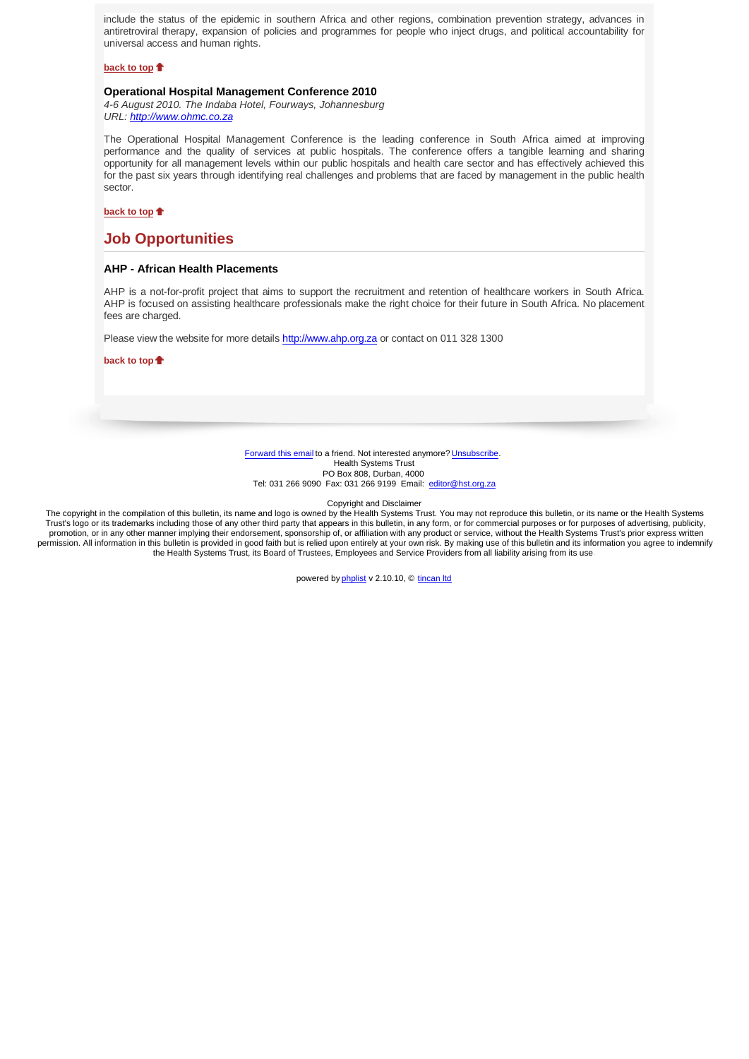include the status of the epidemic in southern Africa and other regions, combination prevention strategy, advances in antiretroviral therapy, expansion of policies and programmes for people who inject drugs, and political accountability for universal access and human rights.

**back to top**

### Operational Hospital Management Conference 2010

*4-6 August 2010. The Indaba Hotel, Fourways, Johannesburg*
*URL: http://www.ohmc.co.za*

The Operational Hospital Management Conference is the leading conference in South Africa aimed at improving performance and the quality of services at public hospitals. The conference offers a tangible learning and sharing opportunity for all management levels within our public hospitals and health care sector and has effectively achieved this for the past six years through identifying real challenges and problems that are faced by management in the public health sector.

**back to top**

## Job Opportunities

### AHP - African Health Placements

AHP is a not-for-profit project that aims to support the recruitment and retention of healthcare workers in South Africa. AHP is focused on assisting healthcare professionals make the right choice for their future in South Africa. No placement fees are charged.

Please view the website for more details http://www.ahp.org.za or contact on 011 328 1300

**back to top**

Forward this email to a friend. Not interested anymore? Unsubscribe.
Health Systems Trust
PO Box 808, Durban, 4000
Tel: 031 266 9090 Fax: 031 266 9199 Email: editor@hst.org.za

Copyright and Disclaimer

The copyright in the compilation of this bulletin, its name and logo is owned by the Health Systems Trust. You may not reproduce this bulletin, or its name or the Health Systems Trust's logo or its trademarks including those of any other third party that appears in this bulletin, in any form, or for commercial purposes or for purposes of advertising, publicity, promotion, or in any other manner implying their endorsement, sponsorship of, or affiliation with any product or service, without the Health Systems Trust's prior express written permission. All information in this bulletin is provided in good faith but is relied upon entirely at your own risk. By making use of this bulletin and its information you agree to indemnify the Health Systems Trust, its Board of Trustees, Employees and Service Providers from all liability arising from its use.

powered by phplist v 2.10.10, © tincan ltd